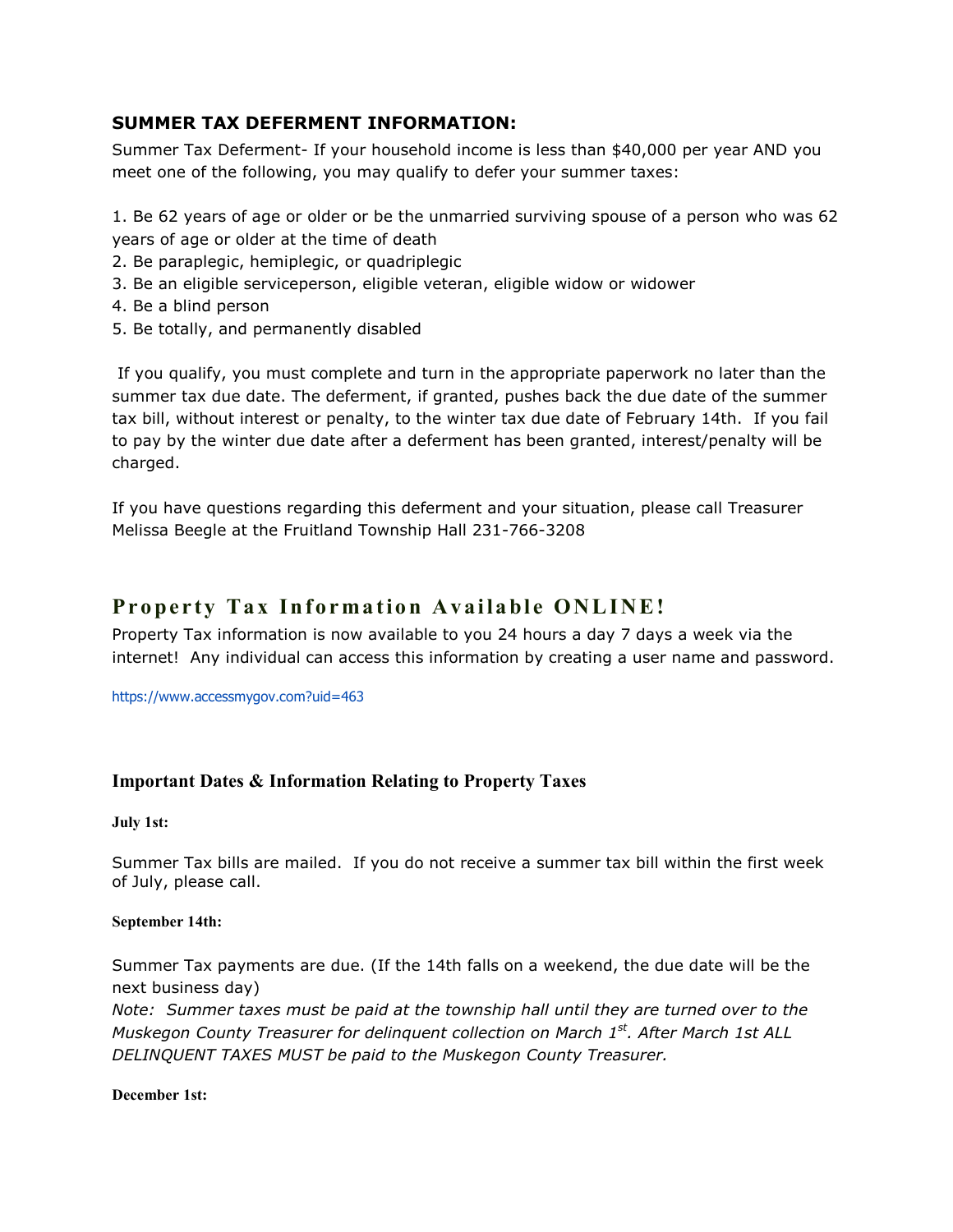## SUMMER TAX DEFERMENT INFORMATION:

Summer Tax Deferment- If your household income is less than $40,000 per year AND you meet one of the following, you may qualify to defer your summer taxes:

1. Be 62 years of age or older or be the unmarried surviving spouse of a person who was 62 years of age or older at the time of death
2. Be paraplegic, hemiplegic, or quadriplegic
3. Be an eligible serviceperson, eligible veteran, eligible widow or widower
4. Be a blind person
5. Be totally, and permanently disabled

If you qualify, you must complete and turn in the appropriate paperwork no later than the summer tax due date. The deferment, if granted, pushes back the due date of the summer tax bill, without interest or penalty, to the winter tax due date of February 14th. If you fail to pay by the winter due date after a deferment has been granted, interest/penalty will be charged.

If you have questions regarding this deferment and your situation, please call Treasurer Melissa Beegle at the Fruitland Township Hall 231-766-3208

## Property Tax Information Available ONLINE!

Property Tax information is now available to you 24 hours a day 7 days a week via the internet! Any individual can access this information by creating a user name and password.

https://www.accessmygov.com?uid=463

### Important Dates & Information Relating to Property Taxes

**July 1st:**

Summer Tax bills are mailed. If you do not receive a summer tax bill within the first week of July, please call.

**September 14th:**

Summer Tax payments are due. (If the 14th falls on a weekend, the due date will be the next business day)

*Note: Summer taxes must be paid at the township hall until they are turned over to the Muskegon County Treasurer for delinquent collection on March 1st. After March 1st ALL DELINQUENT TAXES MUST be paid to the Muskegon County Treasurer.*

**December 1st:**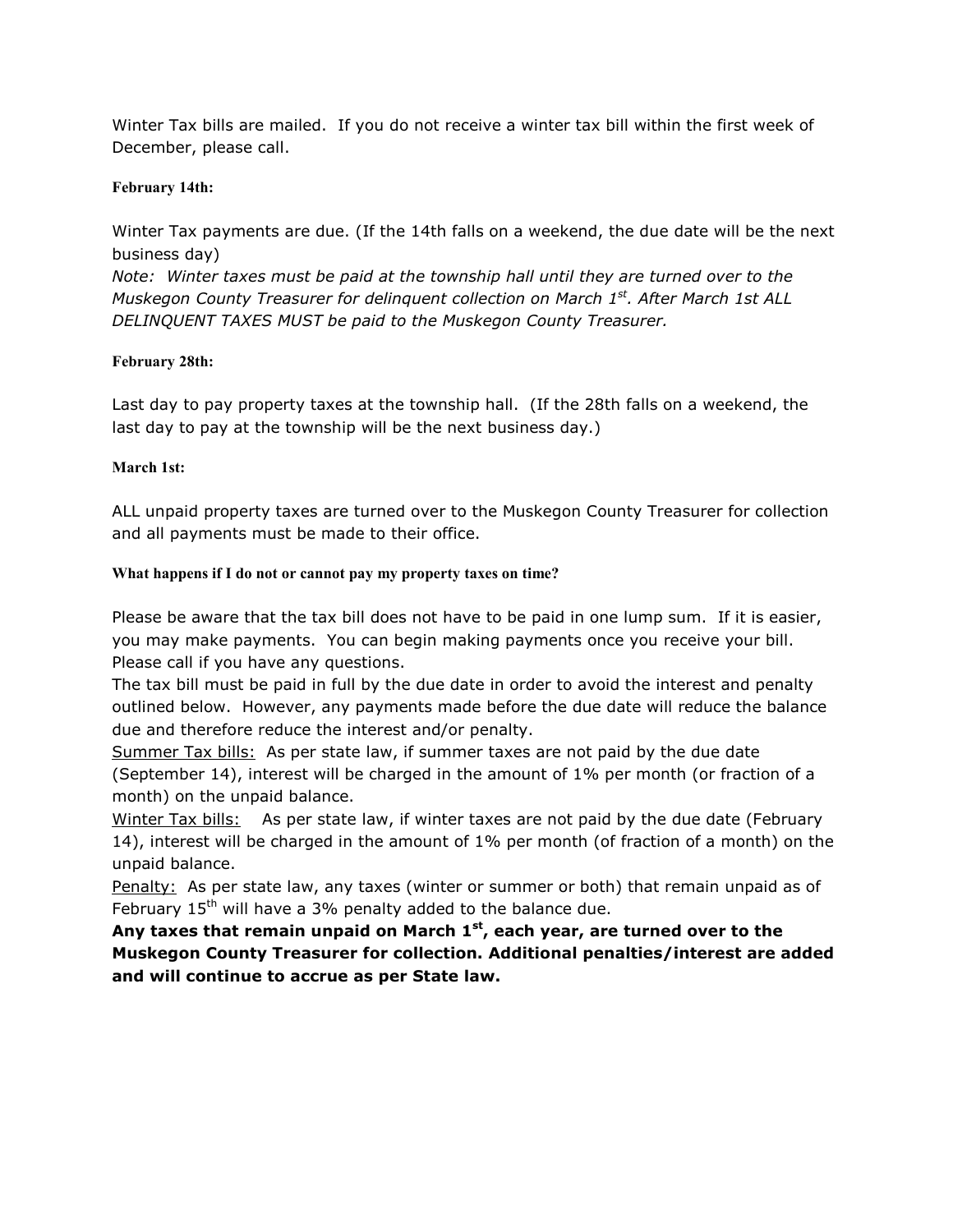Winter Tax bills are mailed. If you do not receive a winter tax bill within the first week of December, please call.

**February 14th:**

Winter Tax payments are due. (If the 14th falls on a weekend, the due date will be the next business day)

*Note: Winter taxes must be paid at the township hall until they are turned over to the Muskegon County Treasurer for delinquent collection on March 1st. After March 1st ALL DELINQUENT TAXES MUST be paid to the Muskegon County Treasurer.*

**February 28th:**

Last day to pay property taxes at the township hall. (If the 28th falls on a weekend, the last day to pay at the township will be the next business day.)

**March 1st:**

ALL unpaid property taxes are turned over to the Muskegon County Treasurer for collection and all payments must be made to their office.

**What happens if I do not or cannot pay my property taxes on time?**

Please be aware that the tax bill does not have to be paid in one lump sum. If it is easier, you may make payments. You can begin making payments once you receive your bill. Please call if you have any questions.

The tax bill must be paid in full by the due date in order to avoid the interest and penalty outlined below. However, any payments made before the due date will reduce the balance due and therefore reduce the interest and/or penalty.

<u>Summer Tax bills:</u> As per state law, if summer taxes are not paid by the due date (September 14), interest will be charged in the amount of 1% per month (or fraction of a month) on the unpaid balance.

<u>Winter Tax bills:</u> As per state law, if winter taxes are not paid by the due date (February 14), interest will be charged in the amount of 1% per month (of fraction of a month) on the unpaid balance.

<u>Penalty:</u> As per state law, any taxes (winter or summer or both) that remain unpaid as of February 15th will have a 3% penalty added to the balance due.

**Any taxes that remain unpaid on March 1st, each year, are turned over to the Muskegon County Treasurer for collection. Additional penalties/interest are added and will continue to accrue as per State law.**